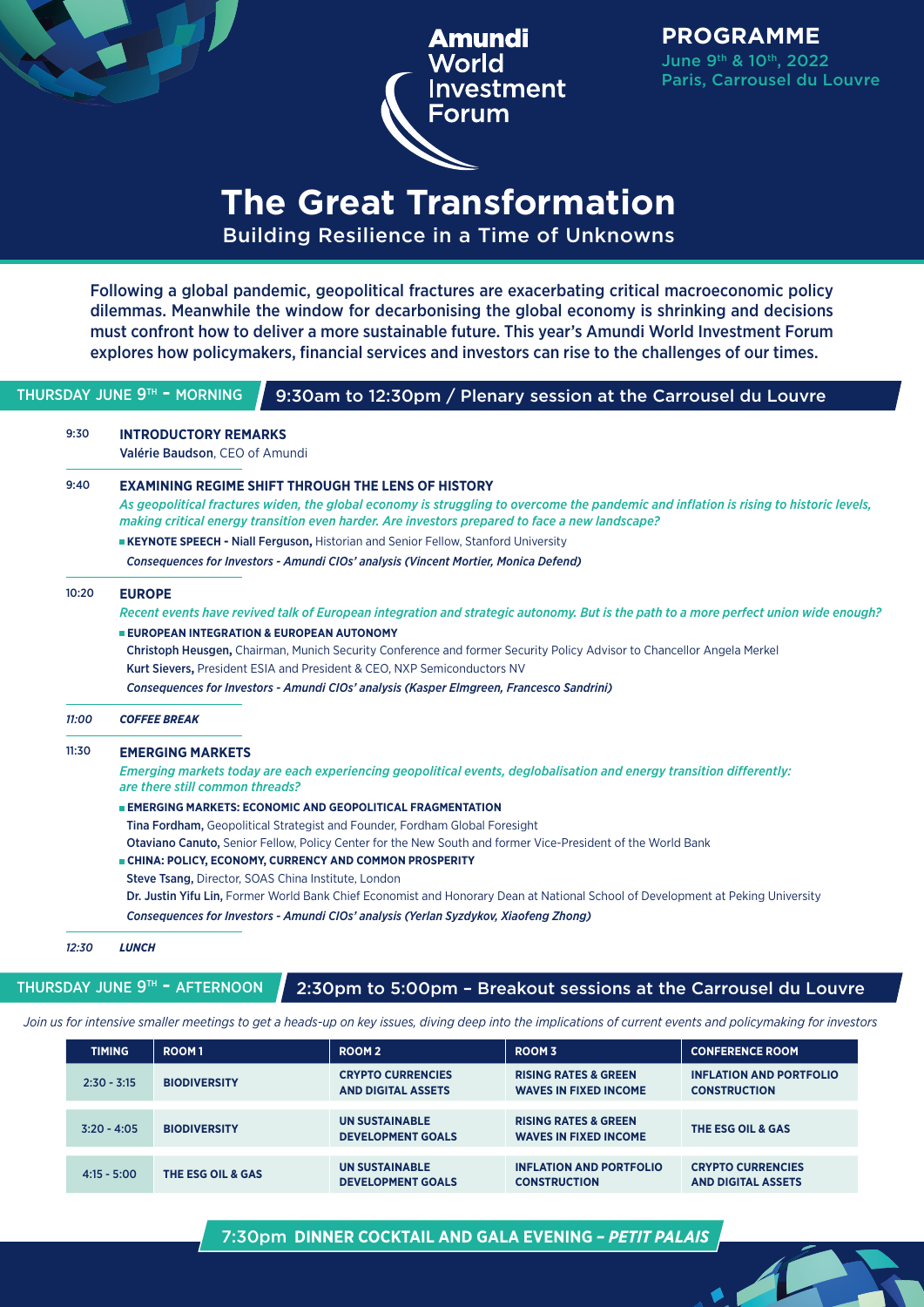Amundi World Investment Forum

**PROGRAMME**
June 9th & 10th, 2022
Paris, Carrousel du Louvre

# The Great Transformation

## Building Resilience in a Time of Unknowns

Following a global pandemic, geopolitical fractures are exacerbating critical macroeconomic policy dilemmas. Meanwhile the window for decarbonising the global economy is shrinking and decisions must confront how to deliver a more sustainable future. This year's Amundi World Investment Forum explores how policymakers, financial services and investors can rise to the challenges of our times.

## THURSDAY JUNE 9TH - MORNING / 9:30am to 12:30pm / Plenary session at the Carrousel du Louvre

**9:30 INTRODUCTORY REMARKS**
**Valérie Baudson**, CEO of Amundi

**9:40 EXAMINING REGIME SHIFT THROUGH THE LENS OF HISTORY**
*As geopolitical fractures widen, the global economy is struggling to overcome the pandemic and inflation is rising to historic levels, making critical energy transition even harder. Are investors prepared to face a new landscape?*

- **KEYNOTE SPEECH - Niall Ferguson,** Historian and Senior Fellow, Stanford University

*Consequences for Investors - Amundi CIOs' analysis (Vincent Mortier, Monica Defend)*

**10:20 EUROPE**
*Recent events have revived talk of European integration and strategic autonomy. But is the path to a more perfect union wide enough?*

- **EUROPEAN INTEGRATION & EUROPEAN AUTONOMY**

**Christoph Heusgen,** Chairman, Munich Security Conference and former Security Policy Advisor to Chancellor Angela Merkel
**Kurt Sievers,** President ESIA and President & CEO, NXP Semiconductors NV
*Consequences for Investors - Amundi CIOs' analysis (Kasper Elmgreen, Francesco Sandrini)*

***11:00 COFFEE BREAK***

**11:30 EMERGING MARKETS**
*Emerging markets today are each experiencing geopolitical events, deglobalisation and energy transition differently: are there still common threads?*

- **EMERGING MARKETS: ECONOMIC AND GEOPOLITICAL FRAGMENTATION**

**Tina Fordham,** Geopolitical Strategist and Founder, Fordham Global Foresight
**Otaviano Canuto,** Senior Fellow, Policy Center for the New South and former Vice-President of the World Bank

- **CHINA: POLICY, ECONOMY, CURRENCY AND COMMON PROSPERITY**

**Steve Tsang,** Director, SOAS China Institute, London
**Dr. Justin Yifu Lin,** Former World Bank Chief Economist and Honorary Dean at National School of Development at Peking University
*Consequences for Investors - Amundi CIOs' analysis (Yerlan Syzdykov, Xiaofeng Zhong)*

***12:30 LUNCH***

## THURSDAY JUNE 9TH - AFTERNOON / 2:30pm to 5:00pm – Breakout sessions at the Carrousel du Louvre

*Join us for intensive smaller meetings to get a heads-up on key issues, diving deep into the implications of current events and policymaking for investors*

| TIMING | ROOM 1 | ROOM 2 | ROOM 3 | CONFERENCE ROOM |
|---|---|---|---|---|
| 2:30 - 3:15 | BIODIVERSITY | CRYPTO CURRENCIES AND DIGITAL ASSETS | RISING RATES & GREEN WAVES IN FIXED INCOME | INFLATION AND PORTFOLIO CONSTRUCTION |
| 3:20 - 4:05 | BIODIVERSITY | UN SUSTAINABLE DEVELOPMENT GOALS | RISING RATES & GREEN WAVES IN FIXED INCOME | THE ESG OIL & GAS |
| 4:15 - 5:00 | THE ESG OIL & GAS | UN SUSTAINABLE DEVELOPMENT GOALS | INFLATION AND PORTFOLIO CONSTRUCTION | CRYPTO CURRENCIES AND DIGITAL ASSETS |

## 7:30pm DINNER COCKTAIL AND GALA EVENING – *PETIT PALAIS*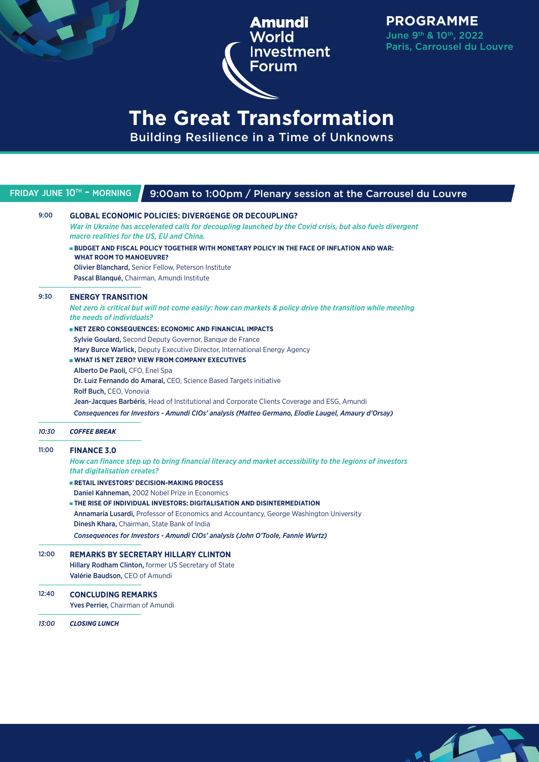# Amundi World Investment Forum

## PROGRAMME

June 9th & 10th, 2022
Paris, Carrousel du Louvre

# The Great Transformation

Building Resilience in a Time of Unknowns

## FRIDAY JUNE 10TH - MORNING / 9:00am to 1:00pm / Plenary session at the Carrousel du Louvre

**9:00** **GLOBAL ECONOMIC POLICIES: DIVERGENGE OR DECOUPLING?**

*War in Ukraine has accelerated calls for decoupling launched by the Covid crisis, but also fuels divergent macro realities for the US, EU and China.*

- **BUDGET AND FISCAL POLICY TOGETHER WITH MONETARY POLICY IN THE FACE OF INFLATION AND WAR: WHAT ROOM TO MANOEUVRE?**

**Olivier Blanchard,** Senior Fellow, Peterson Institute
**Pascal Blanqué,** Chairman, Amundi Institute

**9:30** **ENERGY TRANSITION**

*Net zero is critical but will not come easily: how can markets & policy drive the transition while meeting the needs of individuals?*

- **NET ZERO CONSEQUENCES: ECONOMIC AND FINANCIAL IMPACTS**

**Sylvie Goulard,** Second Deputy Governor, Banque de France
**Mary Burce Warlick,** Deputy Executive Director, International Energy Agency

- **WHAT IS NET ZERO? VIEW FROM COMPANY EXECUTIVES**

**Alberto De Paoli,** CFO, Enel Spa
**Dr. Luiz Fernando do Amaral,** CEO, Science Based Targets initiative
**Rolf Buch,** CEO, Vonovia
**Jean-Jacques Barbéris**, Head of Institutional and Corporate Clients Coverage and ESG, Amundi

***Consequences for Investors - Amundi CIOs' analysis (Matteo Germano, Elodie Laugel, Amaury d'Orsay)***

***10:30*** ***COFFEE BREAK***

**11:00** **FINANCE 3.0**

*How can finance step up to bring financial literacy and market accessibility to the legions of investors that digitalisation creates?*

- **RETAIL INVESTORS' DECISION-MAKING PROCESS**

**Daniel Kahneman,** 2002 Nobel Prize in Economics

- **THE RISE OF INDIVIDUAL INVESTORS: DIGITALISATION AND DISINTERMEDIATION**

**Annamaria Lusardi,** Professor of Economics and Accountancy, George Washington University
**Dinesh Khara,** Chairman, State Bank of India

***Consequences for Investors - Amundi CIOs' analysis (John O'Toole, Fannie Wurtz)***

**12:00** **REMARKS BY SECRETARY HILLARY CLINTON**

**Hillary Rodham Clinton,** former US Secretary of State
**Valérie Baudson,** CEO of Amundi

**12:40** **CONCLUDING REMARKS**

**Yves Perrier,** Chairman of Amundi

***13:00*** ***CLOSING LUNCH***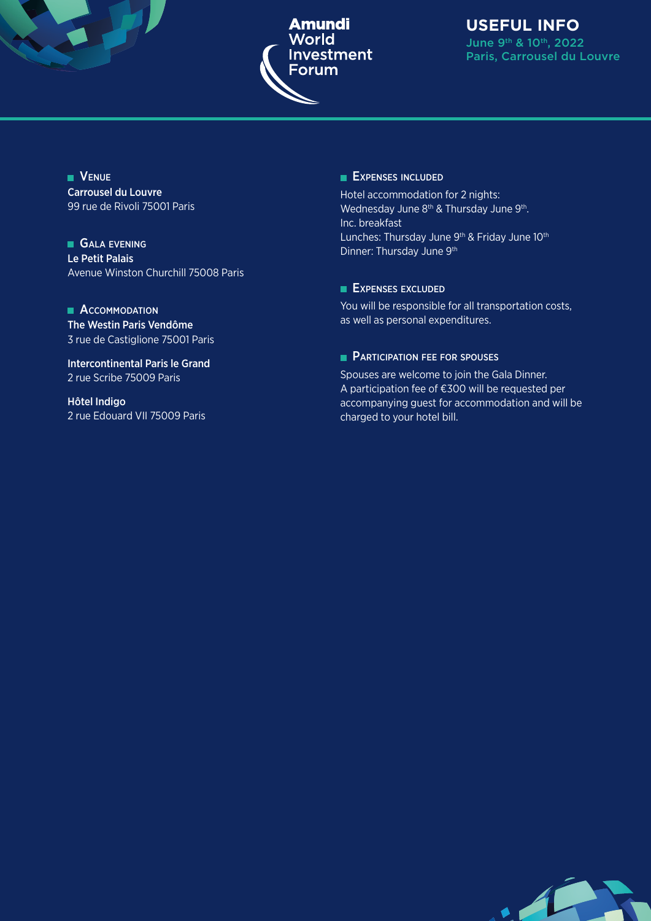**Amundi World Investment Forum**

# USEFUL INFO

June 9th & 10th, 2022
Paris, Carrousel du Louvre

## Venue

**Carrousel du Louvre**
99 rue de Rivoli 75001 Paris

## Gala evening

**Le Petit Palais**
Avenue Winston Churchill 75008 Paris

## Accommodation

**The Westin Paris Vendôme**
3 rue de Castiglione 75001 Paris

**Intercontinental Paris le Grand**
2 rue Scribe 75009 Paris

**Hôtel Indigo**
2 rue Edouard VII 75009 Paris

## Expenses included

Hotel accommodation for 2 nights:
Wednesday June 8th & Thursday June 9th.
Inc. breakfast
Lunches: Thursday June 9th & Friday June 10th
Dinner: Thursday June 9th

## Expenses excluded

You will be responsible for all transportation costs, as well as personal expenditures.

## Participation fee for spouses

Spouses are welcome to join the Gala Dinner.
A participation fee of €300 will be requested per accompanying guest for accommodation and will be charged to your hotel bill.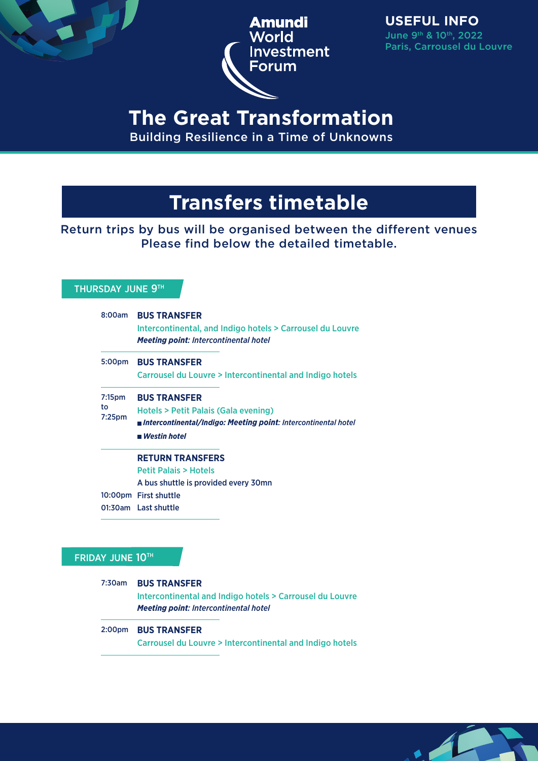Amundi World Investment Forum

# USEFUL INFO

June 9th & 10th, 2022
Paris, Carrousel du Louvre

# The Great Transformation

Building Resilience in a Time of Unknowns

## Transfers timetable

Return trips by bus will be organised between the different venues
Please find below the detailed timetable.

### THURSDAY JUNE 9TH

8:00am **BUS TRANSFER**
Intercontinental, and Indigo hotels > Carrousel du Louvre
***Meeting point**: Intercontinental hotel*

5:00pm **BUS TRANSFER**
Carrousel du Louvre > Intercontinental and Indigo hotels

7:15pm to 7:25pm **BUS TRANSFER**
Hotels > Petit Palais (Gala evening)

- ***Intercontinental/Indigo: Meeting point**: Intercontinental hotel*
- ***Westin hotel***

**RETURN TRANSFERS**
Petit Palais > Hotels
A bus shuttle is provided every 30mn

10:00pm First shuttle
01:30am Last shuttle

### FRIDAY JUNE 10TH

7:30am **BUS TRANSFER**
Intercontinental and Indigo hotels > Carrousel du Louvre
***Meeting point**: Intercontinental hotel*

2:00pm **BUS TRANSFER**
Carrousel du Louvre > Intercontinental and Indigo hotels